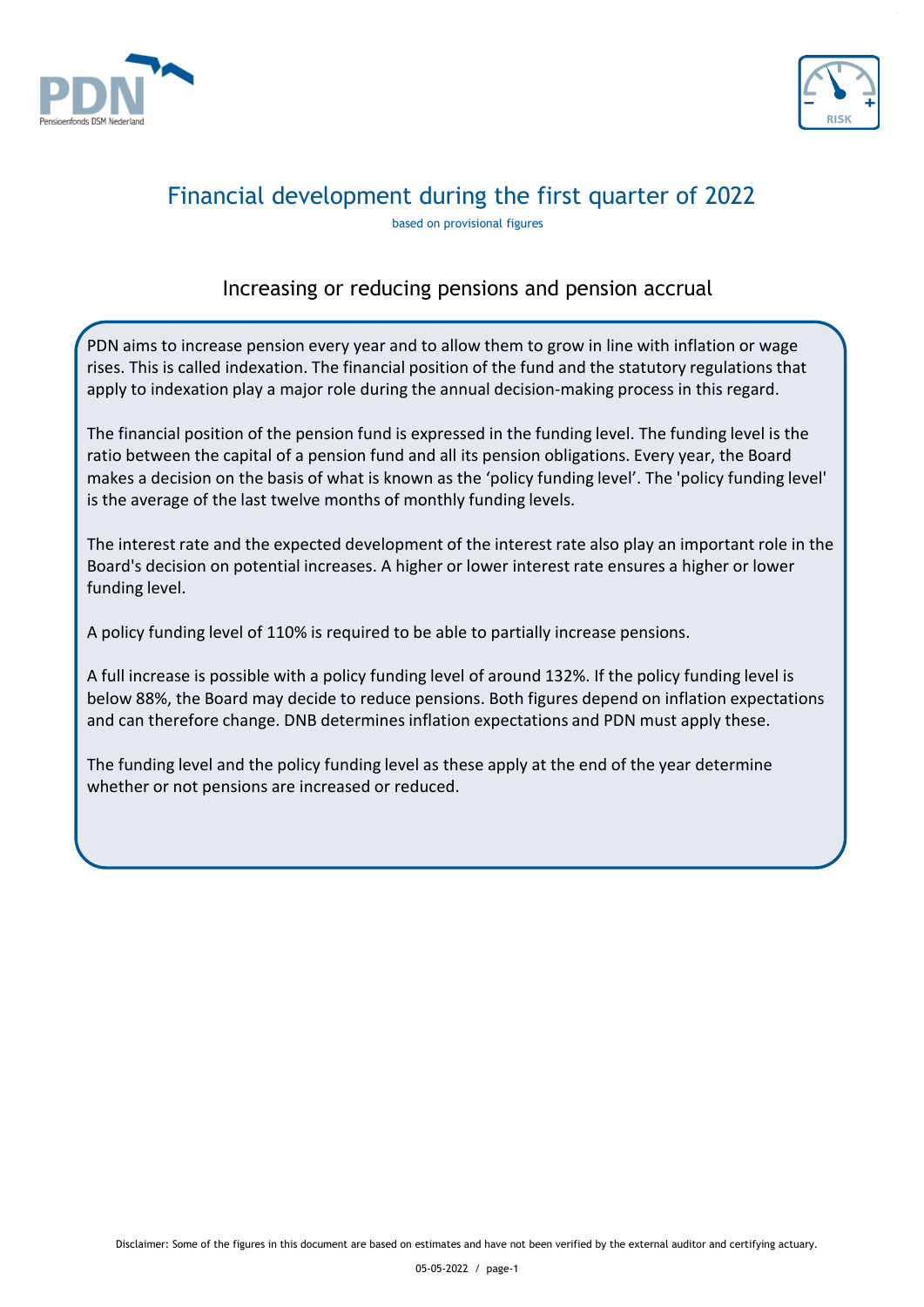# Financial development during the first quarter of 2022

based on provisional figures

## Increasing or reducing pensions and pension accrual

PDN aims to increase pension every year and to allow them to grow in line with inflation or wage rises. This is called indexation. The financial position of the fund and the statutory regulations that apply to indexation play a major role during the annual decision-making process in this regard.

The financial position of the pension fund is expressed in the funding level. The funding level is the ratio between the capital of a pension fund and all its pension obligations. Every year, the Board makes a decision on the basis of what is known as the 'policy funding level'. The 'policy funding level' is the average of the last twelve months of monthly funding levels.

The interest rate and the expected development of the interest rate also play an important role in the Board's decision on potential increases. A higher or lower interest rate ensures a higher or lower funding level.

A policy funding level of 110% is required to be able to partially increase pensions.

A full increase is possible with a policy funding level of around 132%. If the policy funding level is below 88%, the Board may decide to reduce pensions. Both figures depend on inflation expectations and can therefore change. DNB determines inflation expectations and PDN must apply these.

The funding level and the policy funding level as these apply at the end of the year determine whether or not pensions are increased or reduced.

Disclaimer: Some of the figures in this document are based on estimates and have not been verified by the external auditor and certifying actuary.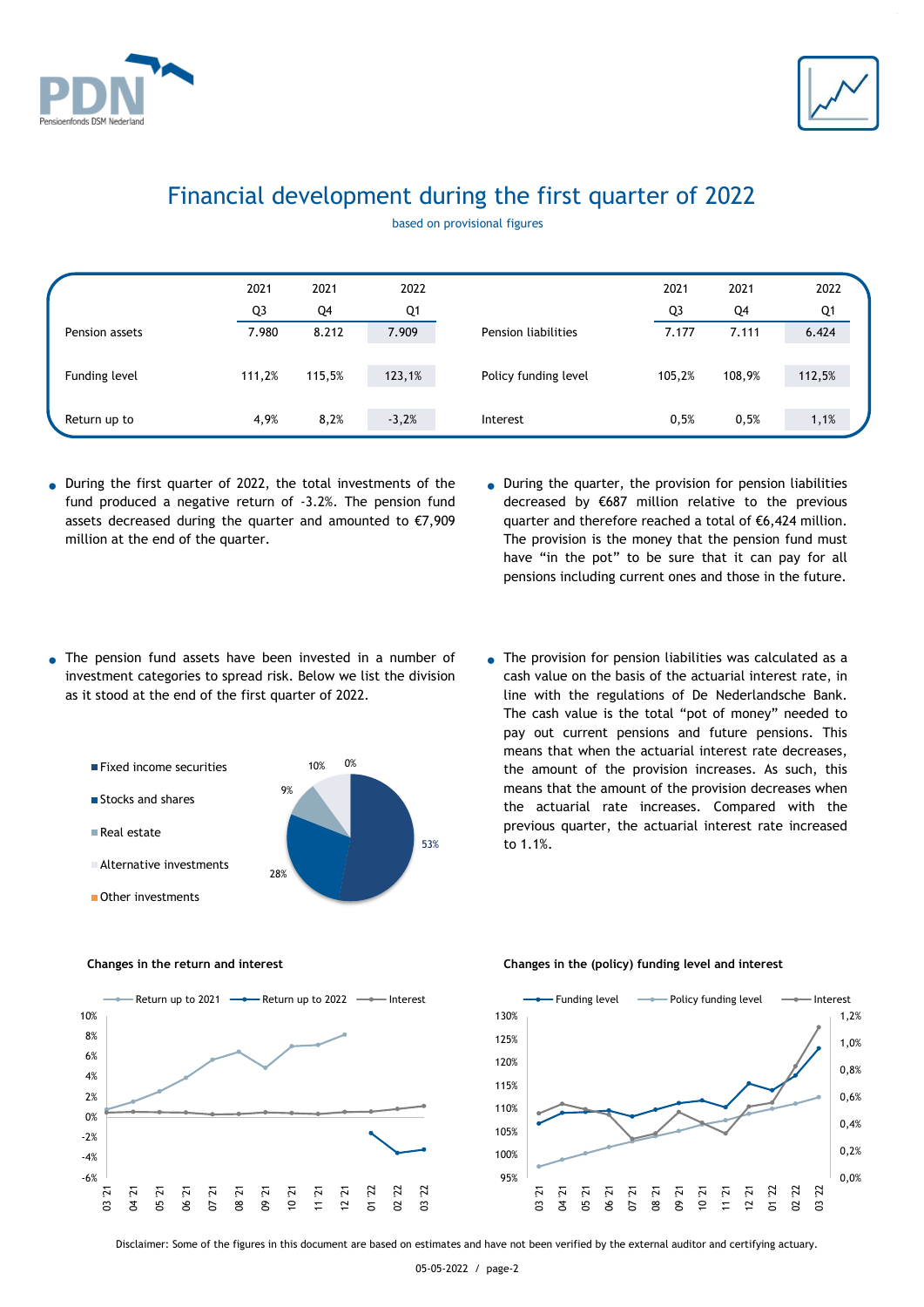# Financial development during the first quarter of 2022

based on provisional figures

| | 2021 Q3 | 2021 Q4 | 2022 Q1 | | 2021 Q3 | 2021 Q4 | 2022 Q1 |
|---|---|---|---|---|---|---|---|
| Pension assets | 7.980 | 8.212 | 7.909 | Pension liabilities | 7.177 | 7.111 | 6.424 |
| Funding level | 111,2% | 115,5% | 123,1% | Policy funding level | 105,2% | 108,9% | 112,5% |
| Return up to | 4,9% | 8,2% | -3,2% | Interest | 0,5% | 0,5% | 1,1% |

- During the first quarter of 2022, the total investments of the fund produced a negative return of -3.2%. The pension fund assets decreased during the quarter and amounted to €7,909 million at the end of the quarter.

- The pension fund assets have been invested in a number of investment categories to spread risk. Below we list the division as it stood at the end of the first quarter of 2022.

| Category | Share |
|---|---|
| Fixed income securities | 53% |
| Stocks and shares | 28% |
| Real estate | 9% |
| Alternative investments | 10% |
| Other investments | 0% |

- During the quarter, the provision for pension liabilities decreased by €687 million relative to the previous quarter and therefore reached a total of €6,424 million. The provision is the money that the pension fund must have “in the pot” to be sure that it can pay for all pensions including current ones and those in the future.

- The provision for pension liabilities was calculated as a cash value on the basis of the actuarial interest rate, in line with the regulations of De Nederlandsche Bank. The cash value is the total “pot of money” needed to pay out current pensions and future pensions. This means that when the actuarial interest rate decreases, the amount of the provision increases. As such, this means that the amount of the provision decreases when the actuarial rate increases. Compared with the previous quarter, the actuarial interest rate increased to 1.1%.

**Changes in the return and interest**

**Changes in the (policy) funding level and interest**

Disclaimer: Some of the figures in this document are based on estimates and have not been verified by the external auditor and certifying actuary.

05-05-2022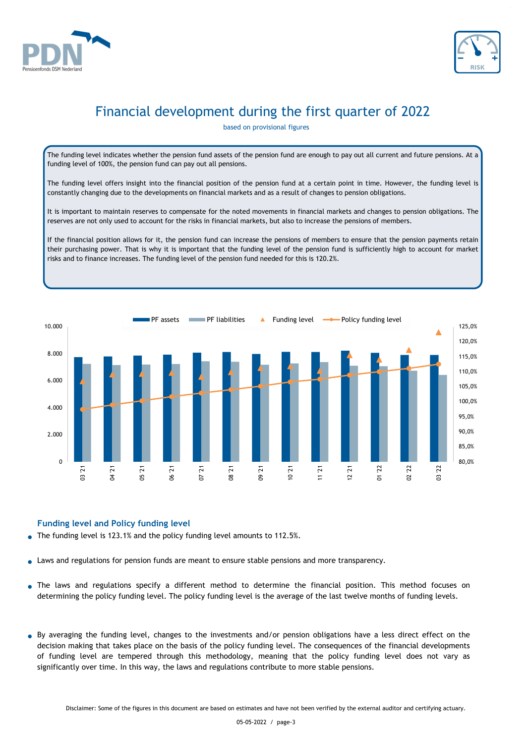# Financial development during the first quarter of 2022

based on provisional figures

The funding level indicates whether the pension fund assets of the pension fund are enough to pay out all current and future pensions. At a funding level of 100%, the pension fund can pay out all pensions.

The funding level offers insight into the financial position of the pension fund at a certain point in time. However, the funding level is constantly changing due to the developments on financial markets and as a result of changes to pension obligations.

It is important to maintain reserves to compensate for the noted movements in financial markets and changes to pension obligations. The reserves are not only used to account for the risks in financial markets, but also to increase the pensions of members.

If the financial position allows for it, the pension fund can increase the pensions of members to ensure that the pension payments retain their purchasing power. That is why it is important that the funding level of the pension fund is sufficiently high to account for market risks and to finance increases. The funding level of the pension fund needed for this is 120.2%.

PF assets | PF liabilities | Funding level | Policy funding level

## Funding level and Policy funding level

- The funding level is 123.1% and the policy funding level amounts to 112.5%.
- Laws and regulations for pension funds are meant to ensure stable pensions and more transparency.
- The laws and regulations specify a different method to determine the financial position. This method focuses on determining the policy funding level. The policy funding level is the average of the last twelve months of funding levels.
- By averaging the funding level, changes to the investments and/or pension obligations have a less direct effect on the decision making that takes place on the basis of the policy funding level. The consequences of the financial developments of funding level are tempered through this methodology, meaning that the policy funding level does not vary as significantly over time. In this way, the laws and regulations contribute to more stable pensions.

Disclaimer: Some of the figures in this document are based on estimates and have not been verified by the external auditor and certifying actuary.

05-05-2022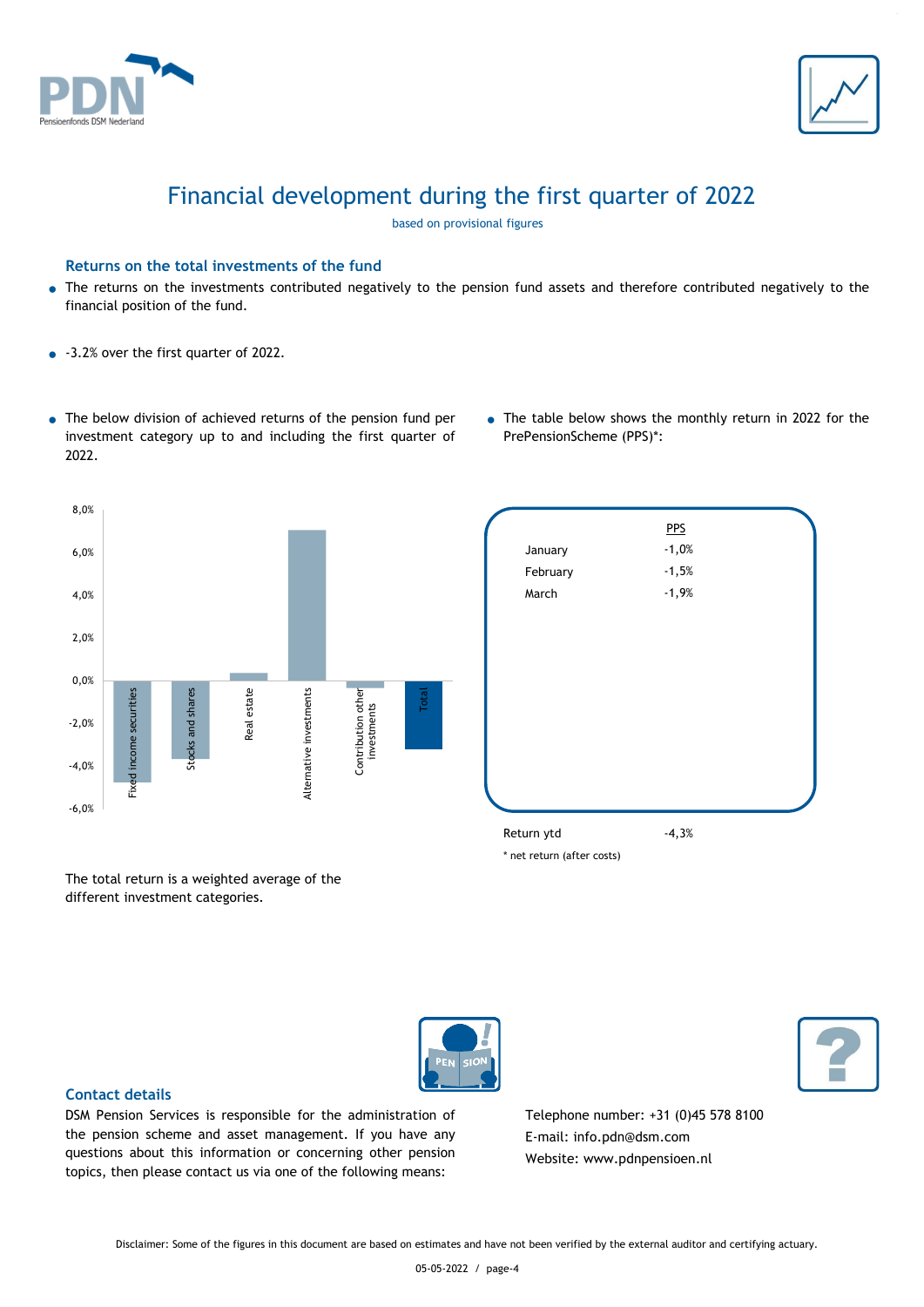# Financial development during the first quarter of 2022

based on provisional figures

## Returns on the total investments of the fund

- The returns on the investments contributed negatively to the pension fund assets and therefore contributed negatively to the financial position of the fund.
- -3.2% over the first quarter of 2022.
- The below division of achieved returns of the pension fund per investment category up to and including the first quarter of 2022.

8,0%
6,0%
4,0%
2,0%
0,0%
-2,0%
-4,0%
-6,0%

Fixed income securities
Stocks and shares
Real estate
Alternative investments
Contribution other investments
Total

The total return is a weighted average of the different investment categories.

- The table below shows the monthly return in 2022 for the PrePensionScheme (PPS)*:

| | PPS |
|---|---|
| January | -1,0% |
| February | -1,5% |
| March | -1,9% |
| Return ytd | -4,3% |

\* net return (after costs)

## Contact details

DSM Pension Services is responsible for the administration of the pension scheme and asset management. If you have any questions about this information or concerning other pension topics, then please contact us via one of the following means:

Telephone number: +31 (0)45 578 8100
E-mail: info.pdn@dsm.com
Website: www.pdnpensioen.nl

Disclaimer: Some of the figures in this document are based on estimates and have not been verified by the external auditor and certifying actuary.

05-05-2022